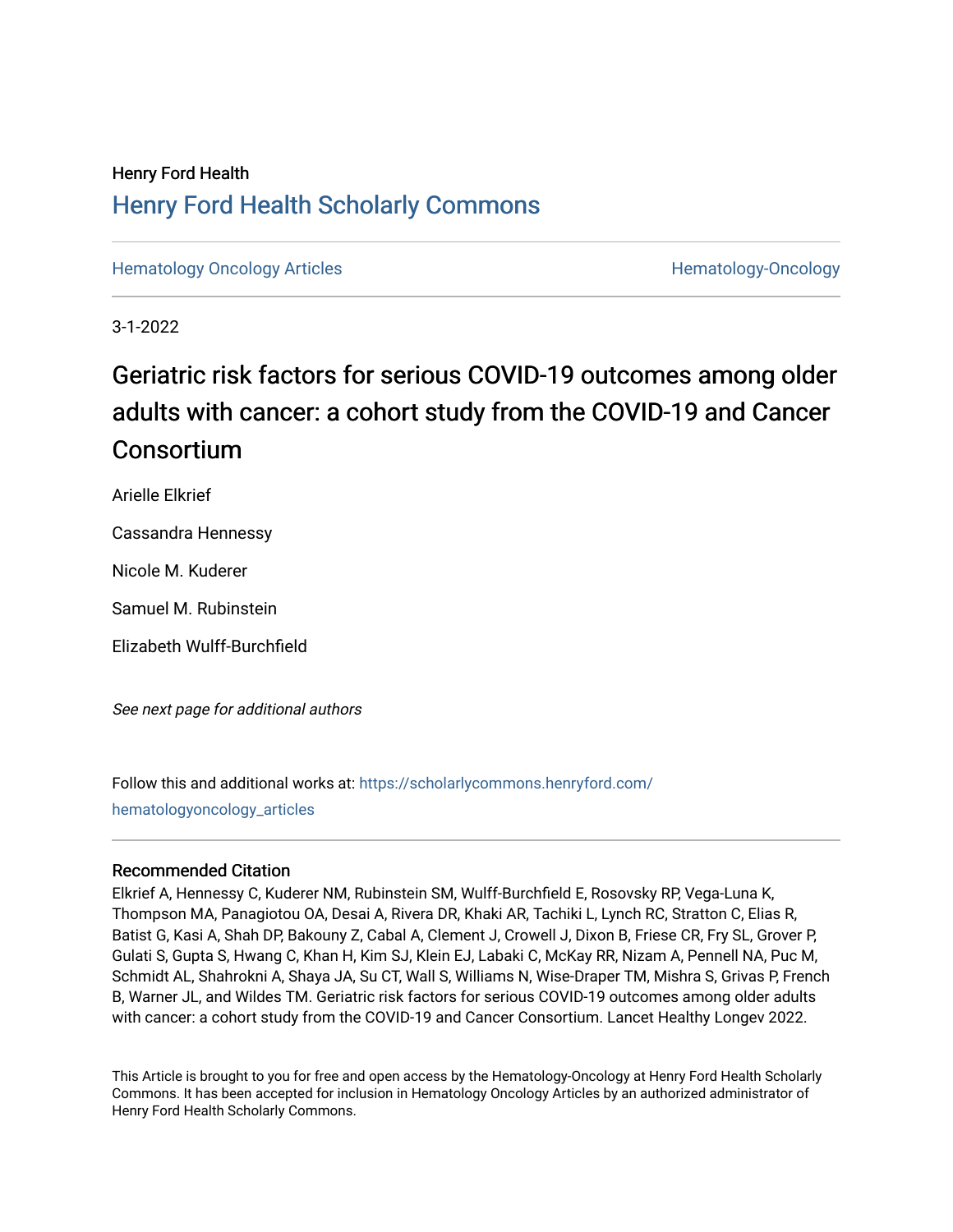Henry Ford Health

# Henry Ford Health Scholarly Commons

Hematology Oncology Articles | Hematology-Oncology

3-1-2022

# Geriatric risk factors for serious COVID-19 outcomes among older adults with cancer: a cohort study from the COVID-19 and Cancer Consortium

Arielle Elkrief

Cassandra Hennessy

Nicole M. Kuderer

Samuel M. Rubinstein

Elizabeth Wulff-Burchfield

*See next page for additional authors*

Follow this and additional works at: https://scholarlycommons.henryford.com/hematologyoncology_articles

## Recommended Citation

Elkrief A, Hennessy C, Kuderer NM, Rubinstein SM, Wulff-Burchfield E, Rosovsky RP, Vega-Luna K, Thompson MA, Panagiotou OA, Desai A, Rivera DR, Khaki AR, Tachiki L, Lynch RC, Stratton C, Elias R, Batist G, Kasi A, Shah DP, Bakouny Z, Cabal A, Clement J, Crowell J, Dixon B, Friese CR, Fry SL, Grover P, Gulati S, Gupta S, Hwang C, Khan H, Kim SJ, Klein EJ, Labaki C, McKay RR, Nizam A, Pennell NA, Puc M, Schmidt AL, Shahrokni A, Shaya JA, Su CT, Wall S, Williams N, Wise-Draper TM, Mishra S, Grivas P, French B, Warner JL, and Wildes TM. Geriatric risk factors for serious COVID-19 outcomes among older adults with cancer: a cohort study from the COVID-19 and Cancer Consortium. Lancet Healthy Longev 2022.

This Article is brought to you for free and open access by the Hematology-Oncology at Henry Ford Health Scholarly Commons. It has been accepted for inclusion in Hematology Oncology Articles by an authorized administrator of Henry Ford Health Scholarly Commons.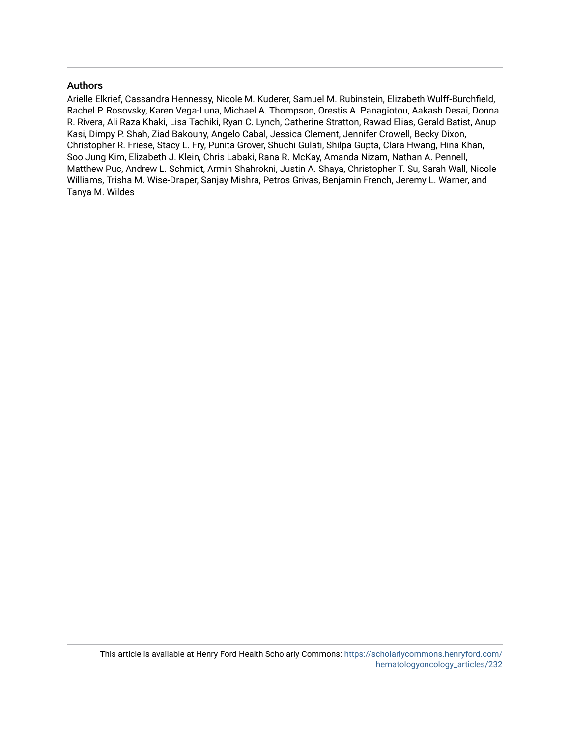## Authors

Arielle Elkrief, Cassandra Hennessy, Nicole M. Kuderer, Samuel M. Rubinstein, Elizabeth Wulff-Burchfield, Rachel P. Rosovsky, Karen Vega-Luna, Michael A. Thompson, Orestis A. Panagiotou, Aakash Desai, Donna R. Rivera, Ali Raza Khaki, Lisa Tachiki, Ryan C. Lynch, Catherine Stratton, Rawad Elias, Gerald Batist, Anup Kasi, Dimpy P. Shah, Ziad Bakouny, Angelo Cabal, Jessica Clement, Jennifer Crowell, Becky Dixon, Christopher R. Friese, Stacy L. Fry, Punita Grover, Shuchi Gulati, Shilpa Gupta, Clara Hwang, Hina Khan, Soo Jung Kim, Elizabeth J. Klein, Chris Labaki, Rana R. McKay, Amanda Nizam, Nathan A. Pennell, Matthew Puc, Andrew L. Schmidt, Armin Shahrokni, Justin A. Shaya, Christopher T. Su, Sarah Wall, Nicole Williams, Trisha M. Wise-Draper, Sanjay Mishra, Petros Grivas, Benjamin French, Jeremy L. Warner, and Tanya M. Wildes

This article is available at Henry Ford Health Scholarly Commons: https://scholarlycommons.henryford.com/hematologyoncology_articles/232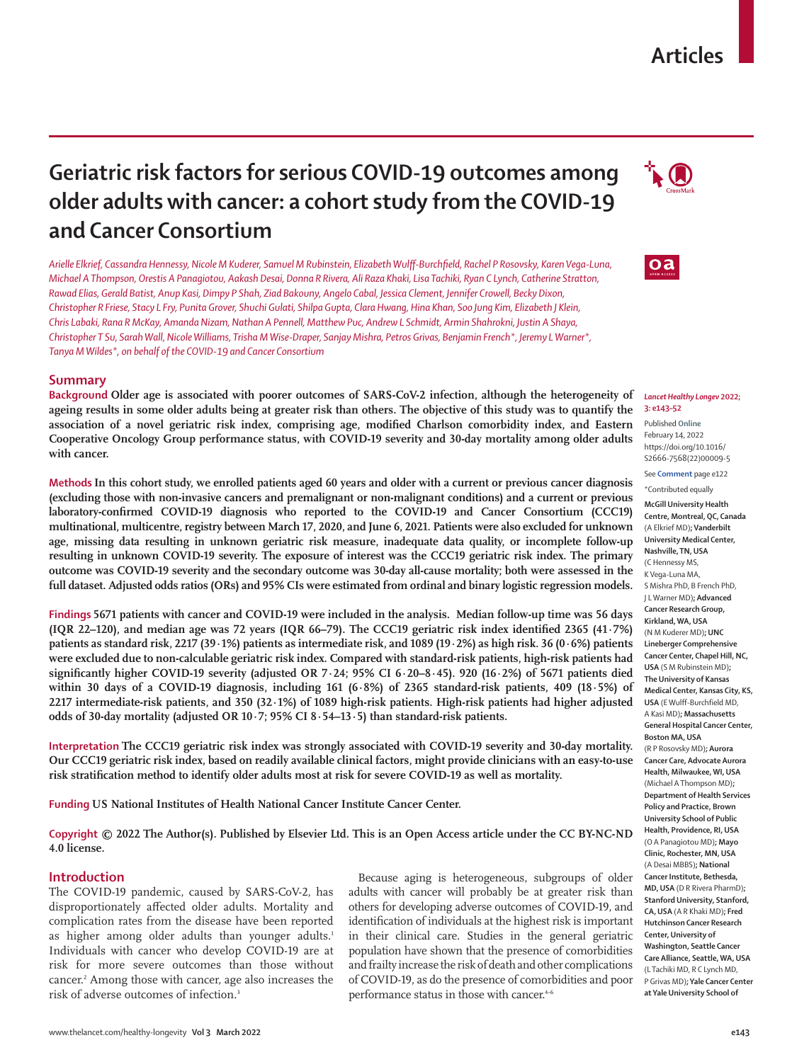# Geriatric risk factors for serious COVID-19 outcomes among older adults with cancer: a cohort study from the COVID-19 and Cancer Consortium

*Arielle Elkrief, Cassandra Hennessy, Nicole M Kuderer, Samuel M Rubinstein, Elizabeth Wulff-Burchfield, Rachel P Rosovsky, Karen Vega-Luna, Michael A Thompson, Orestis A Panagiotou, Aakash Desai, Donna R Rivera, Ali Raza Khaki, Lisa Tachiki, Ryan C Lynch, Catherine Stratton, Rawad Elias, Gerald Batist, Anup Kasi, Dimpy P Shah, Ziad Bakouny, Angelo Cabal, Jessica Clement, Jennifer Crowell, Becky Dixon, Christopher R Friese, Stacy L Fry, Punita Grover, Shuchi Gulati, Shilpa Gupta, Clara Hwang, Hina Khan, Soo Jung Kim, Elizabeth J Klein, Chris Labaki, Rana R McKay, Amanda Nizam, Nathan A Pennell, Matthew Puc, Andrew L Schmidt, Armin Shahrokni, Justin A Shaya, Christopher T Su, Sarah Wall, Nicole Williams, Trisha M Wise-Draper, Sanjay Mishra, Petros Grivas, Benjamin French\*, Jeremy L Warner\*, Tanya M Wildes\*, on behalf of the COVID-19 and Cancer Consortium*

## Summary

**Background** Older age is associated with poorer outcomes of SARS-CoV-2 infection, although the heterogeneity of ageing results in some older adults being at greater risk than others. The objective of this study was to quantify the association of a novel geriatric risk index, comprising age, modified Charlson comorbidity index, and Eastern Cooperative Oncology Group performance status, with COVID-19 severity and 30-day mortality among older adults with cancer.

**Methods** In this cohort study, we enrolled patients aged 60 years and older with a current or previous cancer diagnosis (excluding those with non-invasive cancers and premalignant or non-malignant conditions) and a current or previous laboratory-confirmed COVID-19 diagnosis who reported to the COVID-19 and Cancer Consortium (CCC19) multinational, multicentre, registry between March 17, 2020, and June 6, 2021. Patients were also excluded for unknown age, missing data resulting in unknown geriatric risk measure, inadequate data quality, or incomplete follow-up resulting in unknown COVID-19 severity. The exposure of interest was the CCC19 geriatric risk index. The primary outcome was COVID-19 severity and the secondary outcome was 30-day all-cause mortality; both were assessed in the full dataset. Adjusted odds ratios (ORs) and 95% CIs were estimated from ordinal and binary logistic regression models.

**Findings** 5671 patients with cancer and COVID-19 were included in the analysis. Median follow-up time was 56 days (IQR 22–120), and median age was 72 years (IQR 66–79). The CCC19 geriatric risk index identified 2365 (41·7%) patients as standard risk, 2217 (39·1%) patients as intermediate risk, and 1089 (19·2%) as high risk. 36 (0·6%) patients were excluded due to non-calculable geriatric risk index. Compared with standard-risk patients, high-risk patients had significantly higher COVID-19 severity (adjusted OR 7·24; 95% CI 6·20–8·45). 920 (16·2%) of 5671 patients died within 30 days of a COVID-19 diagnosis, including 161 (6·8%) of 2365 standard-risk patients, 409 (18·5%) of 2217 intermediate-risk patients, and 350 (32·1%) of 1089 high-risk patients. High-risk patients had higher adjusted odds of 30-day mortality (adjusted OR 10·7; 95% CI 8·54–13·5) than standard-risk patients.

**Interpretation** The CCC19 geriatric risk index was strongly associated with COVID-19 severity and 30-day mortality. Our CCC19 geriatric risk index, based on readily available clinical factors, might provide clinicians with an easy-to-use risk stratification method to identify older adults most at risk for severe COVID-19 as well as mortality.

**Funding** US National Institutes of Health National Cancer Institute Cancer Center.

**Copyright** © 2022 The Author(s). Published by Elsevier Ltd. This is an Open Access article under the CC BY-NC-ND 4.0 license.

*Lancet Healthy Longev* 2022; 3: e143–52

Published Online February 14, 2022 https://doi.org/10.1016/S2666-7568(22)00009-5

See **Comment** page e122

\*Contributed equally

**McGill University Health Centre, Montreal, QC, Canada** (A Elkrief MD)**; Vanderbilt University Medical Center, Nashville, TN, USA** (C Hennessy MS, K Vega-Luna MA, S Mishra PhD, B French PhD, J L Warner MD)**; Advanced Cancer Research Group, Kirkland, WA, USA** (N M Kuderer MD)**; UNC Lineberger Comprehensive Cancer Center, Chapel Hill, NC, USA** (S M Rubinstein MD)**; The University of Kansas Medical Center, Kansas City, KS, USA** (E Wulff-Burchfield MD, A Kasi MD)**; Massachusetts General Hospital Cancer Center, Boston MA, USA** (R P Rosovsky MD)**; Aurora Cancer Care, Advocate Aurora Health, Milwaukee, WI, USA** (Michael A Thompson MD)**; Department of Health Services Policy and Practice, Brown University School of Public Health, Providence, RI, USA** (O A Panagiotou MD)**; Mayo Clinic, Rochester, MN, USA** (A Desai MBBS)**; National Cancer Institute, Bethesda, MD, USA** (D R Rivera PharmD)**; Stanford University, Stanford, CA, USA** (A R Khaki MD)**; Fred Hutchinson Cancer Research Center, University of Washington, Seattle Cancer Care Alliance, Seattle, WA, USA** (L Tachiki MD, R C Lynch MD, P Grivas MD)**; Yale Cancer Center at Yale University School of**

## Introduction

The COVID-19 pandemic, caused by SARS-CoV-2, has disproportionately affected older adults. Mortality and complication rates from the disease have been reported as higher among older adults than younger adults.[1] Individuals with cancer who develop COVID-19 are at risk for more severe outcomes than those without cancer.[2] Among those with cancer, age also increases the risk of adverse outcomes of infection.[3]

Because aging is heterogeneous, subgroups of older adults with cancer will probably be at greater risk than others for developing adverse outcomes of COVID-19, and identification of individuals at the highest risk is important in their clinical care. Studies in the general geriatric population have shown that the presence of comorbidities and frailty increase the risk of death and other complications of COVID-19, as do the presence of comorbidities and poor performance status in those with cancer.[4–6]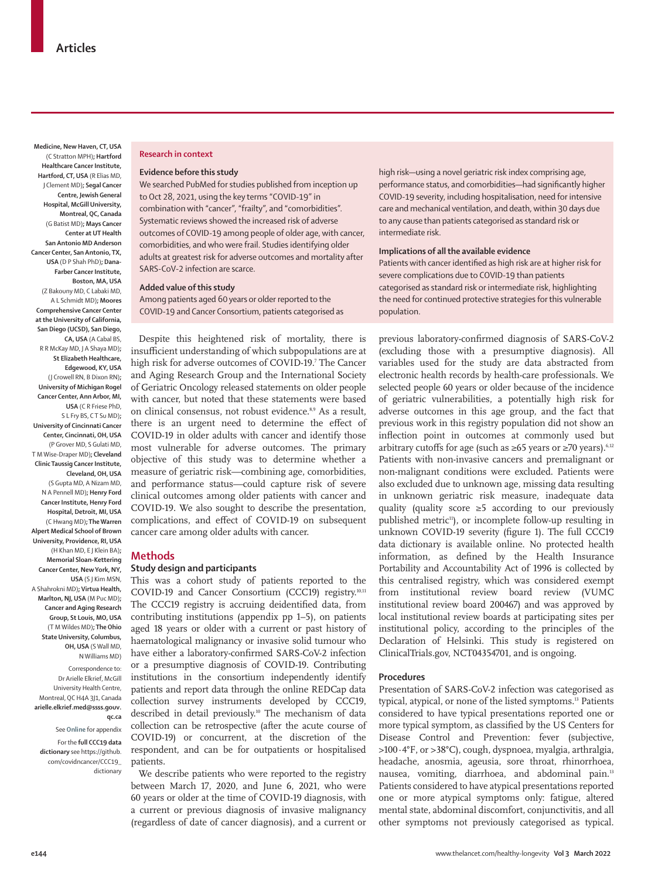Medicine, New Haven, CT, USA (C Stratton MPH); **Hartford Healthcare Cancer Institute, Hartford, CT, USA** (R Elias MD, J Clement MD); **Segal Cancer Centre, Jewish General Hospital, McGill University, Montreal, QC, Canada** (G Batist MD); **Mays Cancer Center at UT Health San Antonio MD Anderson Cancer Center, San Antonio, TX, USA** (D P Shah PhD); **Dana-Farber Cancer Institute, Boston, MA, USA** (Z Bakouny MD, C Labaki MD, A L Schmidt MD); **Moores Comprehensive Cancer Center at the University of California, San Diego (UCSD), San Diego, CA, USA** (A Cabal BS, R R McKay MD, J A Shaya MD); **St Elizabeth Healthcare, Edgewood, KY, USA** (J Crowell RN, B Dixon RN); **University of Michigan Rogel Cancer Center, Ann Arbor, MI, USA** (C R Friese PhD, S L Fry BS, C T Su MD); **University of Cincinnati Cancer Center, Cincinnati, OH, USA** (P Grover MD, S Gulati MD, T M Wise-Draper MD); **Cleveland Clinic Taussig Cancer Institute, Cleveland, OH, USA** (S Gupta MD, A Nizam MD, N A Pennell MD); **Henry Ford Cancer Institute, Henry Ford Hospital, Detroit, MI, USA** (C Hwang MD); **The Warren Alpert Medical School of Brown University, Providence, RI, USA** (H Khan MD, E J Klein BA); **Memorial Sloan-Kettering Cancer Center, New York, NY, USA** (S J Kim MSN, A Shahrokni MD); **Virtua Health, Marlton, NJ, USA** (M Puc MD); **Cancer and Aging Research Group, St Louis, MO, USA** (T M Wildes MD); **The Ohio State University, Columbus, OH, USA** (S Wall MD, N Williams MD)

Correspondence to: Dr Arielle Elkrief, McGill University Health Centre, Montreal, QC H4A 3J1, Canada **arielle.elkrief.med@ssss.gouv.qc.ca**

See **Online** for appendix

For the **full CCC19 data dictionary** see https://github.com/covidncancer/CCC19_dictionary

**Research in context**

**Evidence before this study**

We searched PubMed for studies published from inception up to Oct 28, 2021, using the key terms "COVID-19" in combination with "cancer", "frailty", and "comorbidities". Systematic reviews showed the increased risk of adverse outcomes of COVID-19 among people of older age, with cancer, comorbidities, and who were frail. Studies identifying older adults at greatest risk for adverse outcomes and mortality after SARS-CoV-2 infection are scarce.

**Added value of this study**

Among patients aged 60 years or older reported to the COVID-19 and Cancer Consortium, patients categorised as high risk—using a novel geriatric risk index comprising age, performance status, and comorbidities—had significantly higher COVID-19 severity, including hospitalisation, need for intensive care and mechanical ventilation, and death, within 30 days due to any cause than patients categorised as standard risk or intermediate risk.

**Implications of all the available evidence**

Patients with cancer identified as high risk are at higher risk for severe complications due to COVID-19 than patients categorised as standard risk or intermediate risk, highlighting the need for continued protective strategies for this vulnerable population.

Despite this heightened risk of mortality, there is insufficient understanding of which subpopulations are at high risk for adverse outcomes of COVID-19.[7] The Cancer and Aging Research Group and the International Society of Geriatric Oncology released statements on older people with cancer, but noted that these statements were based on clinical consensus, not robust evidence.[8,9] As a result, there is an urgent need to determine the effect of COVID-19 in older adults with cancer and identify those most vulnerable for adverse outcomes. The primary objective of this study was to determine whether a measure of geriatric risk—combining age, comorbidities, and performance status—could capture risk of severe clinical outcomes among older patients with cancer and COVID-19. We also sought to describe the presentation, complications, and effect of COVID-19 on subsequent cancer care among older adults with cancer.

## Methods

### Study design and participants

This was a cohort study of patients reported to the COVID-19 and Cancer Consortium (CCC19) registry.[10,11] The CCC19 registry is accruing deidentified data, from contributing institutions (appendix pp 1–5), on patients aged 18 years or older with a current or past history of haematological malignancy or invasive solid tumour who have either a laboratory-confirmed SARS-CoV-2 infection or a presumptive diagnosis of COVID-19. Contributing institutions in the consortium independently identify patients and report data through the online REDCap data collection survey instruments developed by CCC19, described in detail previously.[10] The mechanism of data collection can be retrospective (after the acute course of COVID-19) or concurrent, at the discretion of the respondent, and can be for outpatients or hospitalised patients.

We describe patients who were reported to the registry between March 17, 2020, and June 6, 2021, who were 60 years or older at the time of COVID-19 diagnosis, with a current or previous diagnosis of invasive malignancy (regardless of date of cancer diagnosis), and a current or previous laboratory-confirmed diagnosis of SARS-CoV-2 (excluding those with a presumptive diagnosis). All variables used for the study are data abstracted from electronic health records by health-care professionals. We selected people 60 years or older because of the incidence of geriatric vulnerabilities, a potentially high risk for adverse outcomes in this age group, and the fact that previous work in this registry population did not show an inflection point in outcomes at commonly used but arbitrary cutoffs for age (such as ≥65 years or ≥70 years).[6,12] Patients with non-invasive cancers and premalignant or non-malignant conditions were excluded. Patients were also excluded due to unknown age, missing data resulting in unknown geriatric risk measure, inadequate data quality (quality score ≥5 according to our previously published metric[11]), or incomplete follow-up resulting in unknown COVID-19 severity (figure 1). The full CCC19 data dictionary is available online. No protected health information, as defined by the Health Insurance Portability and Accountability Act of 1996 is collected by this centralised registry, which was considered exempt from institutional review board review (VUMC institutional review board 200467) and was approved by local institutional review boards at participating sites per institutional policy, according to the principles of the Declaration of Helsinki. This study is registered on ClinicalTrials.gov, NCT04354701, and is ongoing.

### Procedures

Presentation of SARS-CoV-2 infection was categorised as typical, atypical, or none of the listed symptoms.[13] Patients considered to have typical presentations reported one or more typical symptom, as classified by the US Centers for Disease Control and Prevention: fever (subjective, >100·4°F, or >38°C), cough, dyspnoea, myalgia, arthralgia, headache, anosmia, ageusia, sore throat, rhinorrhoea, nausea, vomiting, diarrhoea, and abdominal pain.[13] Patients considered to have atypical presentations reported one or more atypical symptoms only: fatigue, altered mental state, abdominal discomfort, conjunctivitis, and all other symptoms not previously categorised as typical.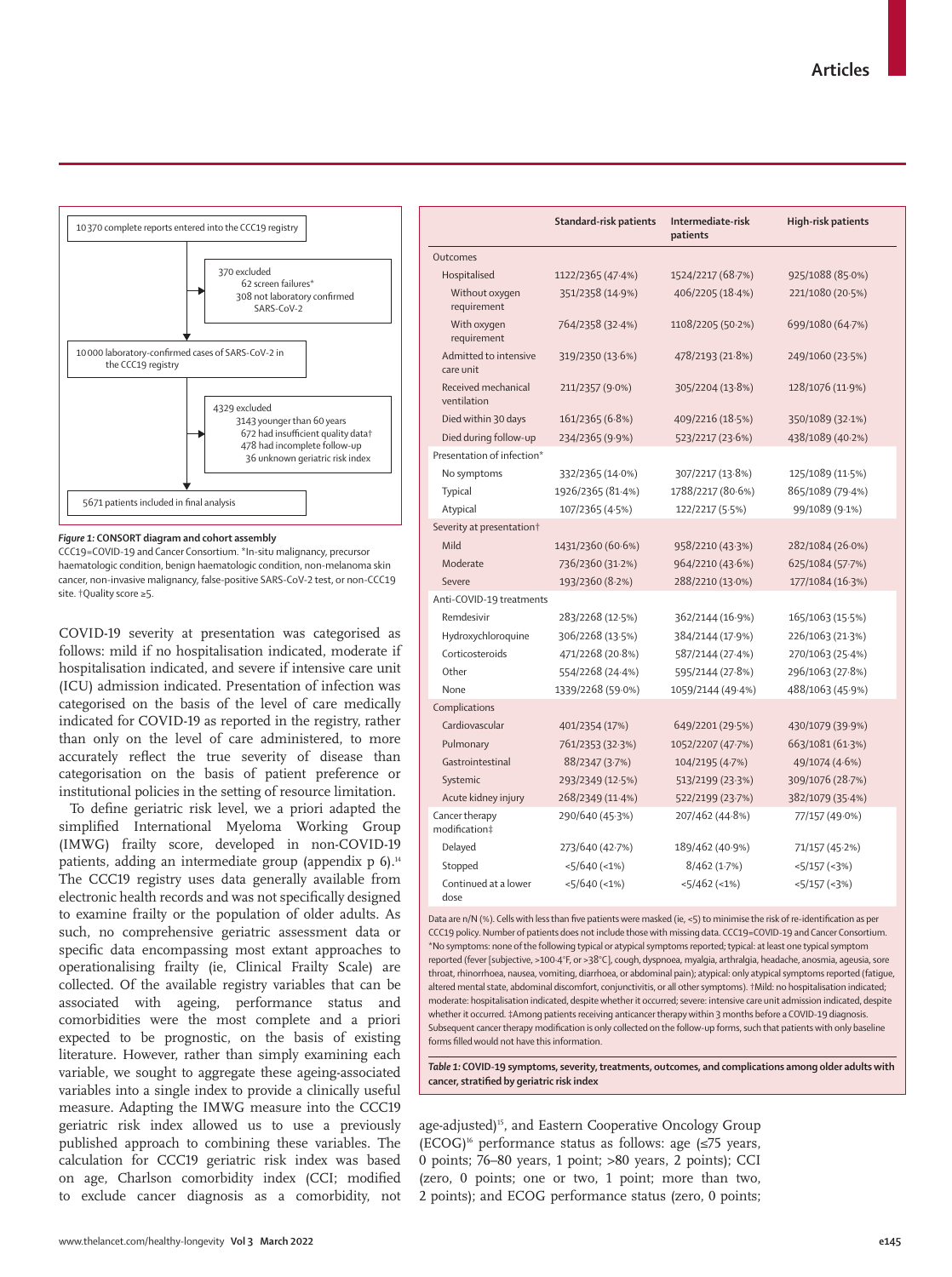10 370 complete reports entered into the CCC19 registry

370 excluded
- 62 screen failures*
- 308 not laboratory confirmed SARS-CoV-2

10 000 laboratory-confirmed cases of SARS-CoV-2 in the CCC19 registry

4329 excluded
- 3143 younger than 60 years
- 672 had insufficient quality data†
- 478 had incomplete follow-up
- 36 unknown geriatric risk index

5671 patients included in final analysis

***Figure 1:*** **CONSORT diagram and cohort assembly**

CCC19=COVID-19 and Cancer Consortium. *In-situ malignancy, precursor haematologic condition, benign haematologic condition, non-melanoma skin cancer, non-invasive malignancy, false-positive SARS-CoV-2 test, or non-CCC19 site. †Quality score ≥5.

COVID-19 severity at presentation was categorised as follows: mild if no hospitalisation indicated, moderate if hospitalisation indicated, and severe if intensive care unit (ICU) admission indicated. Presentation of infection was categorised on the basis of the level of care medically indicated for COVID-19 as reported in the registry, rather than only on the level of care administered, to more accurately reflect the true severity of disease than categorisation on the basis of patient preference or institutional policies in the setting of resource limitation.

To define geriatric risk level, we a priori adapted the simplified International Myeloma Working Group (IMWG) frailty score, developed in non-COVID-19 patients, adding an intermediate group (appendix p 6).[14] The CCC19 registry uses data generally available from electronic health records and was not specifically designed to examine frailty or the population of older adults. As such, no comprehensive geriatric assessment data or specific data encompassing most extant approaches to operationalising frailty (ie, Clinical Frailty Scale) are collected. Of the available registry variables that can be associated with ageing, performance status and comorbidities were the most complete and a priori expected to be prognostic, on the basis of existing literature. However, rather than simply examining each variable, we sought to aggregate these ageing-associated variables into a single index to provide a clinically useful measure. Adapting the IMWG measure into the CCC19 geriatric risk index allowed us to use a previously published approach to combining these variables. The calculation for CCC19 geriatric risk index was based on age, Charlson comorbidity index (CCI; modified to exclude cancer diagnosis as a comorbidity, not age-adjusted)[15], and Eastern Cooperative Oncology Group (ECOG)[16] performance status as follows: age (≤75 years, 0 points; 76–80 years, 1 point; >80 years, 2 points); CCI (zero, 0 points; one or two, 1 point; more than two, 2 points); and ECOG performance status (zero, 0 points;

| | Standard-risk patients | Intermediate-risk patients | High-risk patients |
|---|---|---|---|
| **Outcomes** | | | |
| Hospitalised | 1122/2365 (47·4%) | 1524/2217 (68·7%) | 925/1088 (85·0%) |
| Without oxygen requirement | 351/2358 (14·9%) | 406/2205 (18·4%) | 221/1080 (20·5%) |
| With oxygen requirement | 764/2358 (32·4%) | 1108/2205 (50·2%) | 699/1080 (64·7%) |
| Admitted to intensive care unit | 319/2350 (13·6%) | 478/2193 (21·8%) | 249/1060 (23·5%) |
| Received mechanical ventilation | 211/2357 (9·0%) | 305/2204 (13·8%) | 128/1076 (11·9%) |
| Died within 30 days | 161/2365 (6·8%) | 409/2216 (18·5%) | 350/1089 (32·1%) |
| Died during follow-up | 234/2365 (9·9%) | 523/2217 (23·6%) | 438/1089 (40·2%) |
| **Presentation of infection*** | | | |
| No symptoms | 332/2365 (14·0%) | 307/2217 (13·8%) | 125/1089 (11·5%) |
| Typical | 1926/2365 (81·4%) | 1788/2217 (80·6%) | 865/1089 (79·4%) |
| Atypical | 107/2365 (4·5%) | 122/2217 (5·5%) | 99/1089 (9·1%) |
| **Severity at presentation†** | | | |
| Mild | 1431/2360 (60·6%) | 958/2210 (43·3%) | 282/1084 (26·0%) |
| Moderate | 736/2360 (31·2%) | 964/2210 (43·6%) | 625/1084 (57·7%) |
| Severe | 193/2360 (8·2%) | 288/2210 (13·0%) | 177/1084 (16·3%) |
| **Anti-COVID-19 treatments** | | | |
| Remdesivir | 283/2268 (12·5%) | 362/2144 (16·9%) | 165/1063 (15·5%) |
| Hydroxychloroquine | 306/2268 (13·5%) | 384/2144 (17·9%) | 226/1063 (21·3%) |
| Corticosteroids | 471/2268 (20·8%) | 587/2144 (27·4%) | 270/1063 (25·4%) |
| Other | 554/2268 (24·4%) | 595/2144 (27·8%) | 296/1063 (27·8%) |
| None | 1339/2268 (59·0%) | 1059/2144 (49·4%) | 488/1063 (45·9%) |
| **Complications** | | | |
| Cardiovascular | 401/2354 (17%) | 649/2201 (29·5%) | 430/1079 (39·9%) |
| Pulmonary | 761/2353 (32·3%) | 1052/2207 (47·7%) | 663/1081 (61·3%) |
| Gastrointestinal | 88/2347 (3·7%) | 104/2195 (4·7%) | 49/1074 (4·6%) |
| Systemic | 293/2349 (12·5%) | 513/2199 (23·3%) | 309/1076 (28·7%) |
| Acute kidney injury | 268/2349 (11·4%) | 522/2199 (23·7%) | 382/1079 (35·4%) |
| **Cancer therapy modification‡** | 290/640 (45·3%) | 207/462 (44·8%) | 77/157 (49·0%) |
| Delayed | 273/640 (42·7%) | 189/462 (40·9%) | 71/157 (45·2%) |
| Stopped | <5/640 (<1%) | 8/462 (1·7%) | <5/157 (<3%) |
| Continued at a lower dose | <5/640 (<1%) | <5/462 (<1%) | <5/157 (<3%) |

Data are n/N (%). Cells with less than five patients were masked (ie, <5) to minimise the risk of re-identification as per CCC19 policy. Number of patients does not include those with missing data. CCC19=COVID-19 and Cancer Consortium. *No symptoms: none of the following typical or atypical symptoms reported; typical: at least one typical symptom reported (fever [subjective, >100·4°F, or >38°C], cough, dyspnoea, myalgia, arthralgia, headache, anosmia, ageusia, sore throat, rhinorrhoea, nausea, vomiting, diarrhoea, or abdominal pain); atypical: only atypical symptoms reported (fatigue, altered mental state, abdominal discomfort, conjunctivitis, or all other symptoms). †Mild: no hospitalisation indicated; moderate: hospitalisation indicated, despite whether it occurred; severe: intensive care unit admission indicated, despite whether it occurred. ‡Among patients receiving anticancer therapy within 3 months before a COVID-19 diagnosis. Subsequent cancer therapy modification is only collected on the follow-up forms, such that patients with only baseline forms filled would not have this information.

***Table 1:*** **COVID-19 symptoms, severity, treatments, outcomes, and complications among older adults with cancer, stratified by geriatric risk index**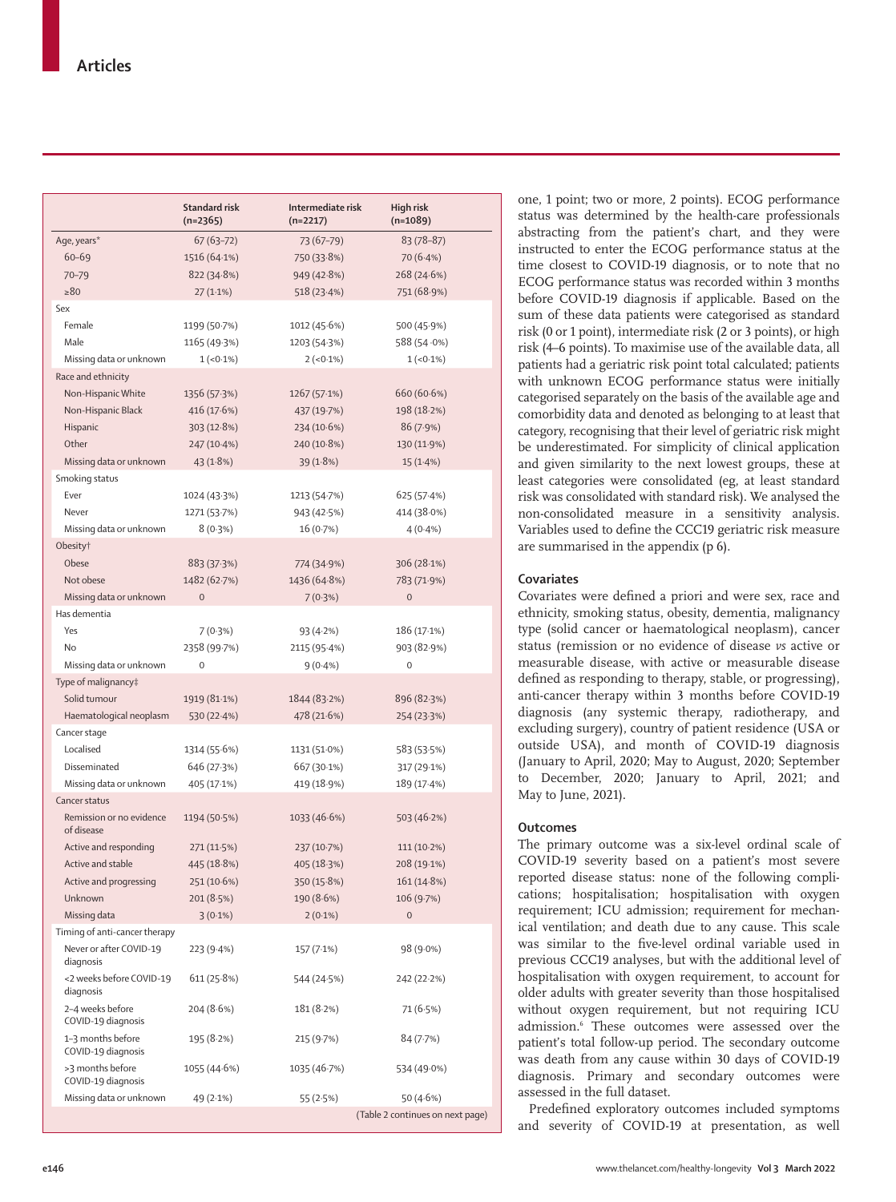| | Standard risk (n=2365) | Intermediate risk (n=2217) | High risk (n=1089) |
|---|---|---|---|
| Age, years* | 67 (63–72) | 73 (67–79) | 83 (78–87) |
| 60–69 | 1516 (64·1%) | 750 (33·8%) | 70 (6·4%) |
| 70–79 | 822 (34·8%) | 949 (42·8%) | 268 (24·6%) |
| ≥80 | 27 (1·1%) | 518 (23·4%) | 751 (68·9%) |
| Sex | | | |
| Female | 1199 (50·7%) | 1012 (45·6%) | 500 (45·9%) |
| Male | 1165 (49·3%) | 1203 (54·3%) | 588 (54·0%) |
| Missing data or unknown | 1 (<0·1%) | 2 (<0·1%) | 1 (<0·1%) |
| Race and ethnicity | | | |
| Non-Hispanic White | 1356 (57·3%) | 1267 (57·1%) | 660 (60·6%) |
| Non-Hispanic Black | 416 (17·6%) | 437 (19·7%) | 198 (18·2%) |
| Hispanic | 303 (12·8%) | 234 (10·6%) | 86 (7·9%) |
| Other | 247 (10·4%) | 240 (10·8%) | 130 (11·9%) |
| Missing data or unknown | 43 (1·8%) | 39 (1·8%) | 15 (1·4%) |
| Smoking status | | | |
| Ever | 1024 (43·3%) | 1213 (54·7%) | 625 (57·4%) |
| Never | 1271 (53·7%) | 943 (42·5%) | 414 (38·0%) |
| Missing data or unknown | 8 (0·3%) | 16 (0·7%) | 4 (0·4%) |
| Obesity† | | | |
| Obese | 883 (37·3%) | 774 (34·9%) | 306 (28·1%) |
| Not obese | 1482 (62·7%) | 1436 (64·8%) | 783 (71·9%) |
| Missing data or unknown | 0 | 7 (0·3%) | 0 |
| Has dementia | | | |
| Yes | 7 (0·3%) | 93 (4·2%) | 186 (17·1%) |
| No | 2358 (99·7%) | 2115 (95·4%) | 903 (82·9%) |
| Missing data or unknown | 0 | 9 (0·4%) | 0 |
| Type of malignancy‡ | | | |
| Solid tumour | 1919 (81·1%) | 1844 (83·2%) | 896 (82·3%) |
| Haematological neoplasm | 530 (22·4%) | 478 (21·6%) | 254 (23·3%) |
| Cancer stage | | | |
| Localised | 1314 (55·6%) | 1131 (51·0%) | 583 (53·5%) |
| Disseminated | 646 (27·3%) | 667 (30·1%) | 317 (29·1%) |
| Missing data or unknown | 405 (17·1%) | 419 (18·9%) | 189 (17·4%) |
| Cancer status | | | |
| Remission or no evidence of disease | 1194 (50·5%) | 1033 (46·6%) | 503 (46·2%) |
| Active and responding | 271 (11·5%) | 237 (10·7%) | 111 (10·2%) |
| Active and stable | 445 (18·8%) | 405 (18·3%) | 208 (19·1%) |
| Active and progressing | 251 (10·6%) | 350 (15·8%) | 161 (14·8%) |
| Unknown | 201 (8·5%) | 190 (8·6%) | 106 (9·7%) |
| Missing data | 3 (0·1%) | 2 (0·1%) | 0 |
| Timing of anti-cancer therapy | | | |
| Never or after COVID-19 diagnosis | 223 (9·4%) | 157 (7·1%) | 98 (9·0%) |
| <2 weeks before COVID-19 diagnosis | 611 (25·8%) | 544 (24·5%) | 242 (22·2%) |
| 2–4 weeks before COVID-19 diagnosis | 204 (8·6%) | 181 (8·2%) | 71 (6·5%) |
| 1–3 months before COVID-19 diagnosis | 195 (8·2%) | 215 (9·7%) | 84 (7·7%) |
| >3 months before COVID-19 diagnosis | 1055 (44·6%) | 1035 (46·7%) | 534 (49·0%) |
| Missing data or unknown | 49 (2·1%) | 55 (2·5%) | 50 (4·6%) |

(Table 2 continues on next page)

one, 1 point; two or more, 2 points). ECOG performance status was determined by the health-care professionals abstracting from the patient's chart, and they were instructed to enter the ECOG performance status at the time closest to COVID-19 diagnosis, or to note that no ECOG performance status was recorded within 3 months before COVID-19 diagnosis if applicable. Based on the sum of these data patients were categorised as standard risk (0 or 1 point), intermediate risk (2 or 3 points), or high risk (4–6 points). To maximise use of the available data, all patients had a geriatric risk point total calculated; patients with unknown ECOG performance status were initially categorised separately on the basis of the available age and comorbidity data and denoted as belonging to at least that category, recognising that their level of geriatric risk might be underestimated. For simplicity of clinical application and given similarity to the next lowest groups, these at least categories were consolidated (eg, at least standard risk was consolidated with standard risk). We analysed the non-consolidated measure in a sensitivity analysis. Variables used to define the CCC19 geriatric risk measure are summarised in the appendix (p 6).

## Covariates

Covariates were defined a priori and were sex, race and ethnicity, smoking status, obesity, dementia, malignancy type (solid cancer or haematological neoplasm), cancer status (remission or no evidence of disease *vs* active or measurable disease, with active or measurable disease defined as responding to therapy, stable, or progressing), anti-cancer therapy within 3 months before COVID-19 diagnosis (any systemic therapy, radiotherapy, and excluding surgery), country of patient residence (USA or outside USA), and month of COVID-19 diagnosis (January to April, 2020; May to August, 2020; September to December, 2020; January to April, 2021; and May to June, 2021).

## Outcomes

The primary outcome was a six-level ordinal scale of COVID-19 severity based on a patient's most severe reported disease status: none of the following complications; hospitalisation; hospitalisation with oxygen requirement; ICU admission; requirement for mechanical ventilation; and death due to any cause. This scale was similar to the five-level ordinal variable used in previous CCC19 analyses, but with the additional level of hospitalisation with oxygen requirement, to account for older adults with greater severity than those hospitalised without oxygen requirement, but not requiring ICU admission.[6] These outcomes were assessed over the patient's total follow-up period. The secondary outcome was death from any cause within 30 days of COVID-19 diagnosis. Primary and secondary outcomes were assessed in the full dataset.

Predefined exploratory outcomes included symptoms and severity of COVID-19 at presentation, as well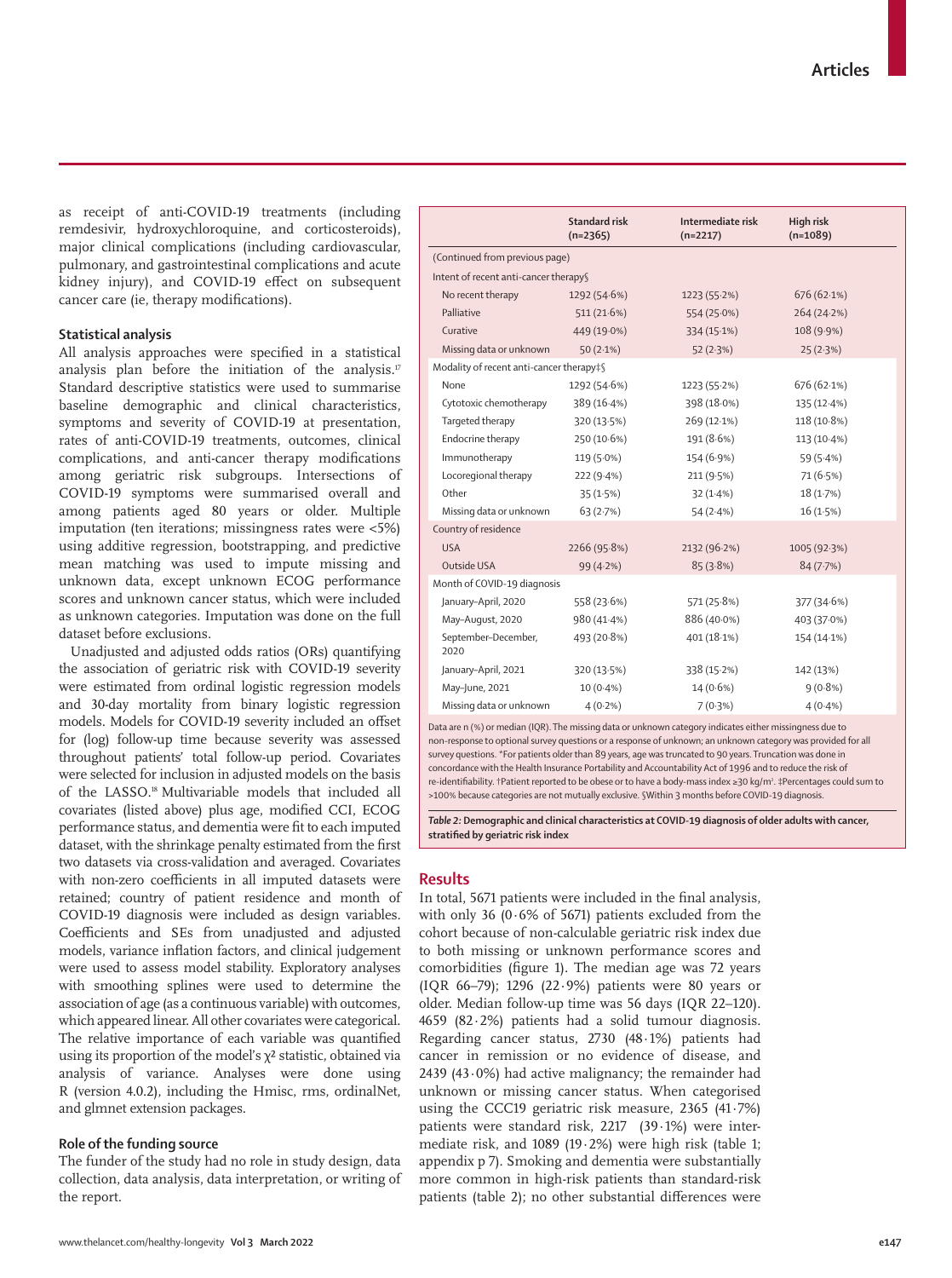as receipt of anti-COVID-19 treatments (including remdesivir, hydroxychloroquine, and corticosteroids), major clinical complications (including cardiovascular, pulmonary, and gastrointestinal complications and acute kidney injury), and COVID-19 effect on subsequent cancer care (ie, therapy modifications).

### Statistical analysis

All analysis approaches were specified in a statistical analysis plan before the initiation of the analysis.[17] Standard descriptive statistics were used to summarise baseline demographic and clinical characteristics, symptoms and severity of COVID-19 at presentation, rates of anti-COVID-19 treatments, outcomes, clinical complications, and anti-cancer therapy modifications among geriatric risk subgroups. Intersections of COVID-19 symptoms were summarised overall and among patients aged 80 years or older. Multiple imputation (ten iterations; missingness rates were <5%) using additive regression, bootstrapping, and predictive mean matching was used to impute missing and unknown data, except unknown ECOG performance scores and unknown cancer status, which were included as unknown categories. Imputation was done on the full dataset before exclusions.

Unadjusted and adjusted odds ratios (ORs) quantifying the association of geriatric risk with COVID-19 severity were estimated from ordinal logistic regression models and 30-day mortality from binary logistic regression models. Models for COVID-19 severity included an offset for (log) follow-up time because severity was assessed throughout patients' total follow-up period. Covariates were selected for inclusion in adjusted models on the basis of the LASSO.[18] Multivariable models that included all covariates (listed above) plus age, modified CCI, ECOG performance status, and dementia were fit to each imputed dataset, with the shrinkage penalty estimated from the first two datasets via cross-validation and averaged. Covariates with non-zero coefficients in all imputed datasets were retained; country of patient residence and month of COVID-19 diagnosis were included as design variables. Coefficients and SEs from unadjusted and adjusted models, variance inflation factors, and clinical judgement were used to assess model stability. Exploratory analyses with smoothing splines were used to determine the association of age (as a continuous variable) with outcomes, which appeared linear. All other covariates were categorical. The relative importance of each variable was quantified using its proportion of the model's $\chi^2$ statistic, obtained via analysis of variance. Analyses were done using R (version 4.0.2), including the Hmisc, rms, ordinalNet, and glmnet extension packages.

### Role of the funding source

The funder of the study had no role in study design, data collection, data analysis, data interpretation, or writing of the report.

| | Standard risk (n=2365) | Intermediate risk (n=2217) | High risk (n=1089) |
|---|---|---|---|
| (Continued from previous page) | | | |
| Intent of recent anti-cancer therapy§ | | | |
| No recent therapy | 1292 (54·6%) | 1223 (55·2%) | 676 (62·1%) |
| Palliative | 511 (21·6%) | 554 (25·0%) | 264 (24·2%) |
| Curative | 449 (19·0%) | 334 (15·1%) | 108 (9·9%) |
| Missing data or unknown | 50 (2·1%) | 52 (2·3%) | 25 (2·3%) |
| Modality of recent anti-cancer therapy‡§ | | | |
| None | 1292 (54·6%) | 1223 (55·2%) | 676 (62·1%) |
| Cytotoxic chemotherapy | 389 (16·4%) | 398 (18·0%) | 135 (12·4%) |
| Targeted therapy | 320 (13·5%) | 269 (12·1%) | 118 (10·8%) |
| Endocrine therapy | 250 (10·6%) | 191 (8·6%) | 113 (10·4%) |
| Immunotherapy | 119 (5·0%) | 154 (6·9%) | 59 (5·4%) |
| Locoregional therapy | 222 (9·4%) | 211 (9·5%) | 71 (6·5%) |
| Other | 35 (1·5%) | 32 (1·4%) | 18 (1·7%) |
| Missing data or unknown | 63 (2·7%) | 54 (2·4%) | 16 (1·5%) |
| Country of residence | | | |
| USA | 2266 (95·8%) | 2132 (96·2%) | 1005 (92·3%) |
| Outside USA | 99 (4·2%) | 85 (3·8%) | 84 (7·7%) |
| Month of COVID-19 diagnosis | | | |
| January–April, 2020 | 558 (23·6%) | 571 (25·8%) | 377 (34·6%) |
| May–August, 2020 | 980 (41·4%) | 886 (40·0%) | 403 (37·0%) |
| September–December, 2020 | 493 (20·8%) | 401 (18·1%) | 154 (14·1%) |
| January–April, 2021 | 320 (13·5%) | 338 (15·2%) | 142 (13%) |
| May–June, 2021 | 10 (0·4%) | 14 (0·6%) | 9 (0·8%) |
| Missing data or unknown | 4 (0·2%) | 7 (0·3%) | 4 (0·4%) |

Data are n (%) or median (IQR). The missing data or unknown category indicates either missingness due to non-response to optional survey questions or a response of unknown; an unknown category was provided for all survey questions. *For patients older than 89 years, age was truncated to 90 years. Truncation was done in concordance with the Health Insurance Portability and Accountability Act of 1996 and to reduce the risk of re-identifiability. †Patient reported to be obese or to have a body-mass index ≥30 kg/m². ‡Percentages could sum to >100% because categories are not mutually exclusive. §Within 3 months before COVID-19 diagnosis.

*Table 2:* **Demographic and clinical characteristics at COVID-19 diagnosis of older adults with cancer, stratified by geriatric risk index**

## Results

In total, 5671 patients were included in the final analysis, with only 36 (0·6% of 5671) patients excluded from the cohort because of non-calculable geriatric risk index due to both missing or unknown performance scores and comorbidities (figure 1). The median age was 72 years (IQR 66–79); 1296 (22·9%) patients were 80 years or older. Median follow-up time was 56 days (IQR 22–120). 4659 (82·2%) patients had a solid tumour diagnosis. Regarding cancer status, 2730 (48·1%) patients had cancer in remission or no evidence of disease, and 2439 (43·0%) had active malignancy; the remainder had unknown or missing cancer status. When categorised using the CCC19 geriatric risk measure, 2365 (41·7%) patients were standard risk, 2217 (39·1%) were intermediate risk, and 1089 (19·2%) were high risk (table 1; appendix p 7). Smoking and dementia were substantially more common in high-risk patients than standard-risk patients (table 2); no other substantial differences were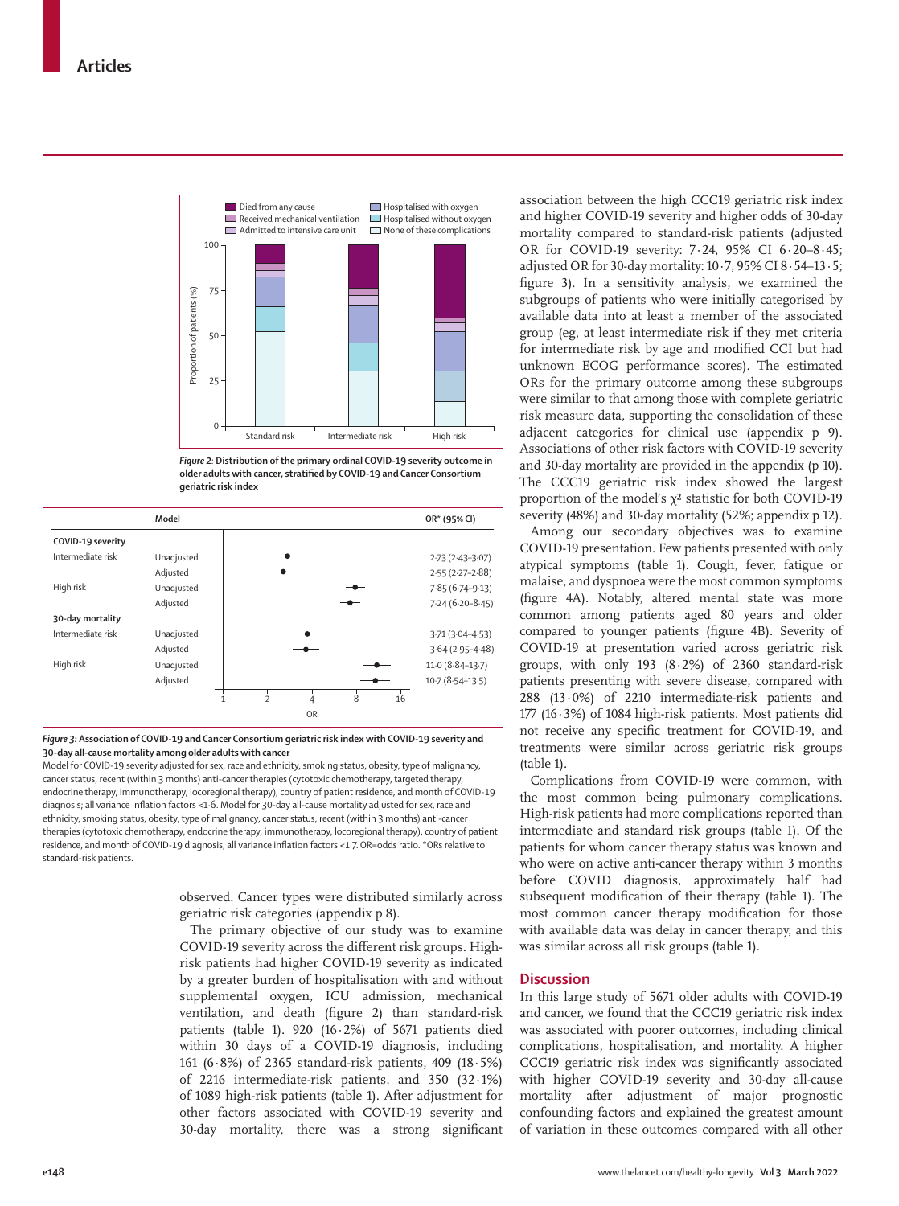Figure 2: Distribution of the primary ordinal COVID-19 severity outcome in older adults with cancer, stratified by COVID-19 and Cancer Consortium geriatric risk index

| | Model | OR* (95% CI) |
|---|---|---|
| **COVID-19 severity** | | |
| Intermediate risk | Unadjusted | 2·73 (2·43–3·07) |
| | Adjusted | 2·55 (2·27–2·88) |
| High risk | Unadjusted | 7·85 (6·74–9·13) |
| | Adjusted | 7·24 (6·20–8·45) |
| **30-day mortality** | | |
| Intermediate risk | Unadjusted | 3·71 (3·04–4·53) |
| | Adjusted | 3·64 (2·95–4·48) |
| High risk | Unadjusted | 11·0 (8·84–13·7) |
| | Adjusted | 10·7 (8·54–13·5) |

Figure 3: Association of COVID-19 and Cancer Consortium geriatric risk index with COVID-19 severity and 30-day all-cause mortality among older adults with cancer

Model for COVID-19 severity adjusted for sex, race and ethnicity, smoking status, obesity, type of malignancy, cancer status, recent (within 3 months) anti-cancer therapies (cytotoxic chemotherapy, targeted therapy, endocrine therapy, immunotherapy, locoregional therapy), country of patient residence, and month of COVID-19 diagnosis; all variance inflation factors <1·6. Model for 30-day all-cause mortality adjusted for sex, race and ethnicity, smoking status, obesity, type of malignancy, cancer status, recent (within 3 months) anti-cancer therapies (cytotoxic chemotherapy, endocrine therapy, immunotherapy, locoregional therapy), country of patient residence, and month of COVID-19 diagnosis; all variance inflation factors <1·7. OR=odds ratio. *ORs relative to standard-risk patients.

observed. Cancer types were distributed similarly across geriatric risk categories (appendix p 8).

The primary objective of our study was to examine COVID-19 severity across the different risk groups. High-risk patients had higher COVID-19 severity as indicated by a greater burden of hospitalisation with and without supplemental oxygen, ICU admission, mechanical ventilation, and death (figure 2) than standard-risk patients (table 1). 920 (16·2%) of 5671 patients died within 30 days of a COVID-19 diagnosis, including 161 (6·8%) of 2365 standard-risk patients, 409 (18·5%) of 2216 intermediate-risk patients, and 350 (32·1%) of 1089 high-risk patients (table 1). After adjustment for other factors associated with COVID-19 severity and 30-day mortality, there was a strong significant association between the high CCC19 geriatric risk index and higher COVID-19 severity and higher odds of 30-day mortality compared to standard-risk patients (adjusted OR for COVID-19 severity: 7·24, 95% CI 6·20–8·45; adjusted OR for 30-day mortality: 10·7, 95% CI 8·54–13·5; figure 3). In a sensitivity analysis, we examined the subgroups of patients who were initially categorised by available data into at least a member of the associated group (eg, at least intermediate risk if they met criteria for intermediate risk by age and modified CCI but had unknown ECOG performance scores). The estimated ORs for the primary outcome among these subgroups were similar to that among those with complete geriatric risk measure data, supporting the consolidation of these adjacent categories for clinical use (appendix p 9). Associations of other risk factors with COVID-19 severity and 30-day mortality are provided in the appendix (p 10). The CCC19 geriatric risk index showed the largest proportion of the model's $\chi^2$ statistic for both COVID-19 severity (48%) and 30-day mortality (52%; appendix p 12).

Among our secondary objectives was to examine COVID-19 presentation. Few patients presented with only atypical symptoms (table 1). Cough, fever, fatigue or malaise, and dyspnoea were the most common symptoms (figure 4A). Notably, altered mental state was more common among patients aged 80 years and older compared to younger patients (figure 4B). Severity of COVID-19 at presentation varied across geriatric risk groups, with only 193 (8·2%) of 2360 standard-risk patients presenting with severe disease, compared with 288 (13·0%) of 2210 intermediate-risk patients and 177 (16·3%) of 1084 high-risk patients. Most patients did not receive any specific treatment for COVID-19, and treatments were similar across geriatric risk groups (table 1).

Complications from COVID-19 were common, with the most common being pulmonary complications. High-risk patients had more complications reported than intermediate and standard risk groups (table 1). Of the patients for whom cancer therapy status was known and who were on active anti-cancer therapy within 3 months before COVID diagnosis, approximately half had subsequent modification of their therapy (table 1). The most common cancer therapy modification for those with available data was delay in cancer therapy, and this was similar across all risk groups (table 1).

## Discussion

In this large study of 5671 older adults with COVID-19 and cancer, we found that the CCC19 geriatric risk index was associated with poorer outcomes, including clinical complications, hospitalisation, and mortality. A higher CCC19 geriatric risk index was significantly associated with higher COVID-19 severity and 30-day all-cause mortality after adjustment of major prognostic confounding factors and explained the greatest amount of variation in these outcomes compared with all other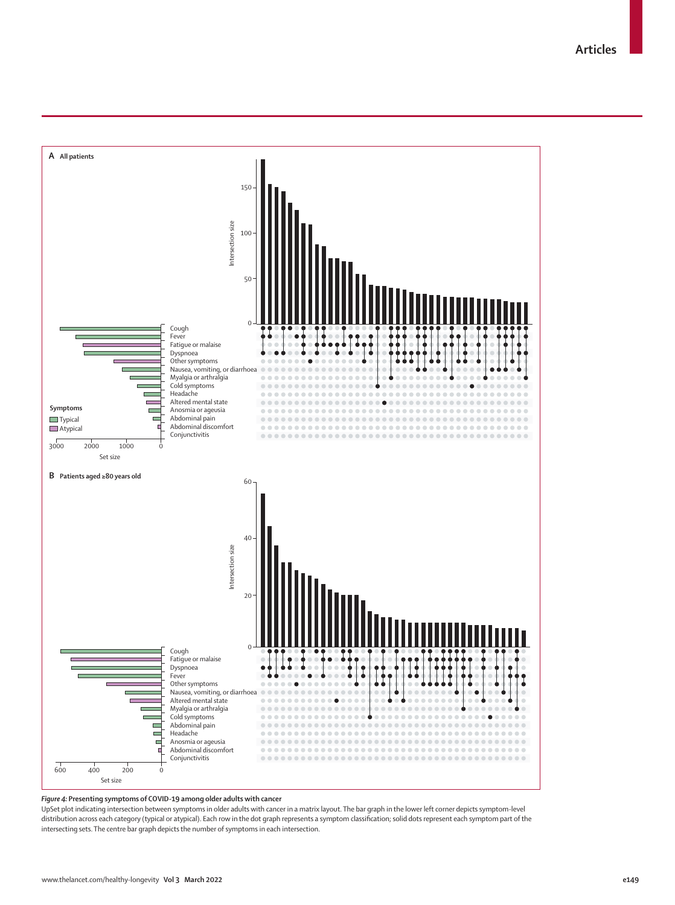**Figure 4: Presenting symptoms of COVID-19 among older adults with cancer**

UpSet plot indicating intersection between symptoms in older adults with cancer in a matrix layout. The bar graph in the lower left corner depicts symptom-level distribution across each category (typical or atypical). Each row in the dot graph represents a symptom classification; solid dots represent each symptom part of the intersecting sets. The centre bar graph depicts the number of symptoms in each intersection.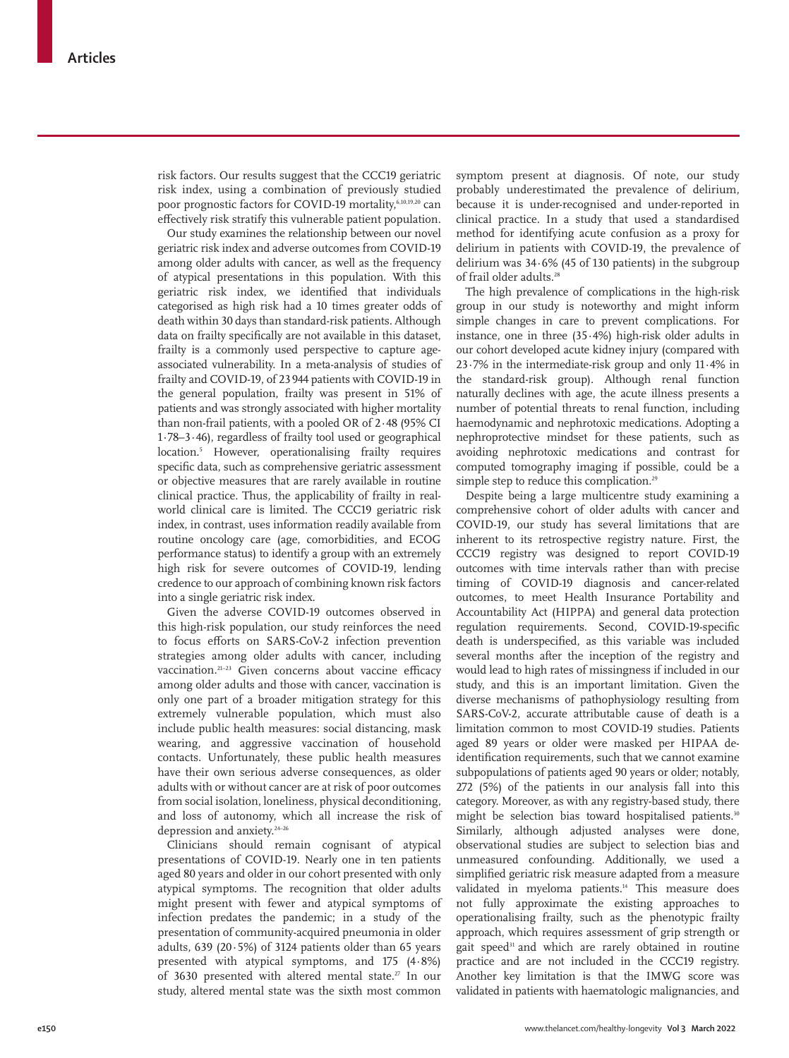risk factors. Our results suggest that the CCC19 geriatric risk index, using a combination of previously studied poor prognostic factors for COVID-19 mortality,[6,10,19,20] can effectively risk stratify this vulnerable patient population.

Our study examines the relationship between our novel geriatric risk index and adverse outcomes from COVID-19 among older adults with cancer, as well as the frequency of atypical presentations in this population. With this geriatric risk index, we identified that individuals categorised as high risk had a 10 times greater odds of death within 30 days than standard-risk patients. Although data on frailty specifically are not available in this dataset, frailty is a commonly used perspective to capture age-associated vulnerability. In a meta-analysis of studies of frailty and COVID-19, of 23 944 patients with COVID-19 in the general population, frailty was present in 51% of patients and was strongly associated with higher mortality than non-frail patients, with a pooled OR of 2·48 (95% CI 1·78–3·46), regardless of frailty tool used or geographical location.[5] However, operationalising frailty requires specific data, such as comprehensive geriatric assessment or objective measures that are rarely available in routine clinical practice. Thus, the applicability of frailty in real-world clinical care is limited. The CCC19 geriatric risk index, in contrast, uses information readily available from routine oncology care (age, comorbidities, and ECOG performance status) to identify a group with an extremely high risk for severe outcomes of COVID-19, lending credence to our approach of combining known risk factors into a single geriatric risk index.

Given the adverse COVID-19 outcomes observed in this high-risk population, our study reinforces the need to focus efforts on SARS-CoV-2 infection prevention strategies among older adults with cancer, including vaccination.[21–23] Given concerns about vaccine efficacy among older adults and those with cancer, vaccination is only one part of a broader mitigation strategy for this extremely vulnerable population, which must also include public health measures: social distancing, mask wearing, and aggressive vaccination of household contacts. Unfortunately, these public health measures have their own serious adverse consequences, as older adults with or without cancer are at risk of poor outcomes from social isolation, loneliness, physical deconditioning, and loss of autonomy, which all increase the risk of depression and anxiety.[24–26]

Clinicians should remain cognisant of atypical presentations of COVID-19. Nearly one in ten patients aged 80 years and older in our cohort presented with only atypical symptoms. The recognition that older adults might present with fewer and atypical symptoms of infection predates the pandemic; in a study of the presentation of community-acquired pneumonia in older adults, 639 (20·5%) of 3124 patients older than 65 years presented with atypical symptoms, and 175 (4·8%) of 3630 presented with altered mental state.[27] In our study, altered mental state was the sixth most common symptom present at diagnosis. Of note, our study probably underestimated the prevalence of delirium, because it is under-recognised and under-reported in clinical practice. In a study that used a standardised method for identifying acute confusion as a proxy for delirium in patients with COVID-19, the prevalence of delirium was 34·6% (45 of 130 patients) in the subgroup of frail older adults.[28]

The high prevalence of complications in the high-risk group in our study is noteworthy and might inform simple changes in care to prevent complications. For instance, one in three (35·4%) high-risk older adults in our cohort developed acute kidney injury (compared with 23·7% in the intermediate-risk group and only 11·4% in the standard-risk group). Although renal function naturally declines with age, the acute illness presents a number of potential threats to renal function, including haemodynamic and nephrotoxic medications. Adopting a nephroprotective mindset for these patients, such as avoiding nephrotoxic medications and contrast for computed tomography imaging if possible, could be a simple step to reduce this complication.[29]

Despite being a large multicentre study examining a comprehensive cohort of older adults with cancer and COVID-19, our study has several limitations that are inherent to its retrospective registry nature. First, the CCC19 registry was designed to report COVID-19 outcomes with time intervals rather than with precise timing of COVID-19 diagnosis and cancer-related outcomes, to meet Health Insurance Portability and Accountability Act (HIPPA) and general data protection regulation requirements. Second, COVID-19-specific death is underspecified, as this variable was included several months after the inception of the registry and would lead to high rates of missingness if included in our study, and this is an important limitation. Given the diverse mechanisms of pathophysiology resulting from SARS-CoV-2, accurate attributable cause of death is a limitation common to most COVID-19 studies. Patients aged 89 years or older were masked per HIPAA de-identification requirements, such that we cannot examine subpopulations of patients aged 90 years or older; notably, 272 (5%) of the patients in our analysis fall into this category. Moreover, as with any registry-based study, there might be selection bias toward hospitalised patients.[30] Similarly, although adjusted analyses were done, observational studies are subject to selection bias and unmeasured confounding. Additionally, we used a simplified geriatric risk measure adapted from a measure validated in myeloma patients.[14] This measure does not fully approximate the existing approaches to operationalising frailty, such as the phenotypic frailty approach, which requires assessment of grip strength or gait speed[31] and which are rarely obtained in routine practice and are not included in the CCC19 registry. Another key limitation is that the IMWG score was validated in patients with haematologic malignancies, and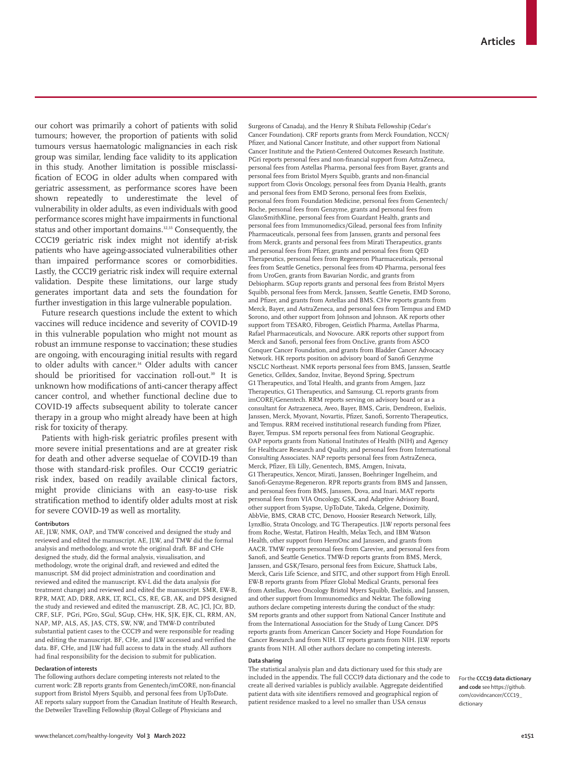our cohort was primarily a cohort of patients with solid tumours; however, the proportion of patients with solid tumours versus haematologic malignancies in each risk group was similar, lending face validity to its application in this study. Another limitation is possible misclassification of ECOG in older adults when compared with geriatric assessment, as performance scores have been shown repeatedly to underestimate the level of vulnerability in older adults, as even individuals with good performance scores might have impairments in functional status and other important domains.[32,33] Consequently, the CCC19 geriatric risk index might not identify at-risk patients who have ageing-associated vulnerabilities other than impaired performance scores or comorbidities. Lastly, the CCC19 geriatric risk index will require external validation. Despite these limitations, our large study generates important data and sets the foundation for further investigation in this large vulnerable population.

Future research questions include the extent to which vaccines will reduce incidence and severity of COVID-19 in this vulnerable population who might not mount as robust an immune response to vaccination; these studies are ongoing, with encouraging initial results with regard to older adults with cancer.[34] Older adults with cancer should be prioritised for vaccination roll-out.[30] It is unknown how modifications of anti-cancer therapy affect cancer control, and whether functional decline due to COVID-19 affects subsequent ability to tolerate cancer therapy in a group who might already have been at high risk for toxicity of therapy.

Patients with high-risk geriatric profiles present with more severe initial presentations and are at greater risk for death and other adverse sequelae of COVID-19 than those with standard-risk profiles. Our CCC19 geriatric risk index, based on readily available clinical factors, might provide clinicians with an easy-to-use risk stratification method to identify older adults most at risk for severe COVID-19 as well as mortality.

#### Contributors

AE, JLW, NMK, OAP, and TMW conceived and designed the study and reviewed and edited the manuscript. AE, JLW, and TMW did the formal analysis and methodology, and wrote the original draft. BF and CHe designed the study, did the formal analysis, visualisation, and methodology, wrote the original draft, and reviewed and edited the manuscript. SM did project administration and coordination and reviewed and edited the manuscript. KV-L did the data analysis (for treatment change) and reviewed and edited the manuscript. SMR, EW-B, RPR, MAT, AD, DRR, ARK, LT, RCL, CS, RE, GB, AK, and DPS designed the study and reviewed and edited the manuscript. ZB, AC, JCl, JCr, BD, CRF, SLF, PGri, PGro, SGul, SGup, CHw, HK, SJK, EJK, CL, RRM, AN, NAP, MP, ALS, AS, JAS, CTS, SW, NW, and TMW-D contributed substantial patient cases to the CCC19 and were responsible for reading and editing the manuscript. BF, CHe, and JLW accessed and verified the data. BF, CHe, and JLW had full access to data in the study. All authors had final responsibility for the decision to submit for publication.

#### Declaration of interests

The following authors declare competing interests not related to the current work: ZB reports grants from Genentech/imCORE, non-financial support from Bristol Myers Squibb, and personal fees from UpToDate. AE reports salary support from the Canadian Institute of Health Research, the Detweiler Travelling Fellowship (Royal College of Physicians and Surgeons of Canada), and the Henry R Shibata Fellowship (Cedar's Cancer Foundation). CRF reports grants from Merck Foundation, NCCN/Pfizer, and National Cancer Institute, and other support from National Cancer Institute and the Patient-Centered Outcomes Research Institute. PGri reports personal fees and non-financial support from AstraZeneca, personal fees from Astellas Pharma, personal fees from Bayer, grants and personal fees from Bristol Myers Squibb, grants and non-financial support from Clovis Oncology, personal fees from Dyania Health, grants and personal fees from EMD Serono, personal fees from Exelixis, personal fees from Foundation Medicine, personal fees from Genentech/Roche, personal fees from Genzyme, grants and personal fees from GlaxoSmithKline, personal fees from Guardant Health, grants and personal fees from Immunomedics/Gilead, personal fees from Infinity Pharmaceuticals, personal fees from Janssen, grants and personal fees from Merck, grants and personal fees from Mirati Therapeutics, grants and personal fees from Pfizer, grants and personal fees from QED Therapeutics, personal fees from Regeneron Pharmaceuticals, personal fees from Seattle Genetics, personal fees from 4D Pharma, personal fees from UroGen, grants from Bavarian Nordic, and grants from Debiopharm. SGup reports grants and personal fees from Bristol Myers Squibb, personal fees from Merck, Janssen, Seattle Genetis, EMD Sorono, and Pfizer, and grants from Astellas and BMS. CHw reports grants from Merck, Bayer, and AstraZeneca, and personal fees from Tempus and EMD Sorono, and other support from Johnson and Johnson. AK reports other support from TESARO, Fibrogen, Geistlich Pharma, Astellas Pharma, Rafael Pharmaceuticals, and Novocure. ARK reports other support from Merck and Sanofi, personal fees from OncLive, grants from ASCO Conquer Cancer Foundation, and grants from Bladder Cancer Advocacy Network. HK reports position on advisory board of Sanofi Genzyme NSCLC Northeast. NMK reports personal fees from BMS, Janssen, Seattle Genetics, Celldex, Sandoz, Invitae, Beyond Spring, Spectrum G1 Therapeutics, and Total Health, and grants from Amgen, Jazz Therapeutics, G1 Therapeutics, and Samsung. CL reports grants from imCORE/Genentech. RRM reports serving on advisory board or as a consultant for Astrazeneca, Aveo, Bayer, BMS, Caris, Dendreon, Exelixis, Janssen, Merck, Myovant, Novartis, Pfizer, Sanofi, Sorrento Therapeutics, and Tempus. RRM received institutional research funding from Pfizer, Bayer, Tempus. SM reports personal fees from National Geographic. OAP reports grants from National Institutes of Health (NIH) and Agency for Healthcare Research and Quality, and personal fees from International Consulting Associates. NAP reports personal fees from AstraZeneca, Merck, Pfizer, Eli Lilly, Genentech, BMS, Amgen, Inivata, G1 Therapeutics, Xencor, Mirati, Janssen, Boehringer Ingelheim, and Sanofi-Genzyme-Regeneron. RPR reports grants from BMS and Janssen, and personal fees from BMS, Janssen, Dova, and Inari. MAT reports personal fees from VIA Oncology, GSK, and Adaptive Advisory Board, other support from Syapse, UpToDate, Takeda, Celgene, Doximity, AbbVie, BMS, CRAB CTC, Denovo, Hoosier Research Network, Lilly, LynxBio, Strata Oncology, and TG Therapeutics. JLW reports personal fees from Roche, Westat, Flatiron Health, Melax Tech, and IBM Watson Health, other support from HemOnc and Janssen, and grants from AACR. TMW reports personal fees from Carevive, and personal fees from Sanofi, and Seattle Genetics. TMW-D reports grants from BMS, Merck, Janssen, and GSK/Tesaro, personal fees from Exicure, Shattuck Labs, Merck, Caris Life Science, and SITC, and other support from High Enroll. EW-B reports grants from Pfizer Global Medical Grants, personal fees from Astellas, Aveo Oncology Bristol Myers Squibb, Exelixis, and Janssen, and other support from Immunomedics and Nektar. The following authors declare competing interests during the conduct of the study: SM reports grants and other support from National Cancer Institute and from the International Association for the Study of Lung Cancer. DPS reports grants from American Cancer Society and Hope Foundation for Cancer Research and from NIH. LT reports grants from NIH. JLW reports grants from NIH. All other authors declare no competing interests.

#### Data sharing

The statistical analysis plan and data dictionary used for this study are included in the appendix. The full CCC19 data dictionary and the code to create all derived variables is publicly available. Aggregate deidentified patient data with site identifiers removed and geographical region of patient residence masked to a level no smaller than USA census

For the **CCC19 data dictionary and code** see https://github.com/covidncancer/CCC19_dictionary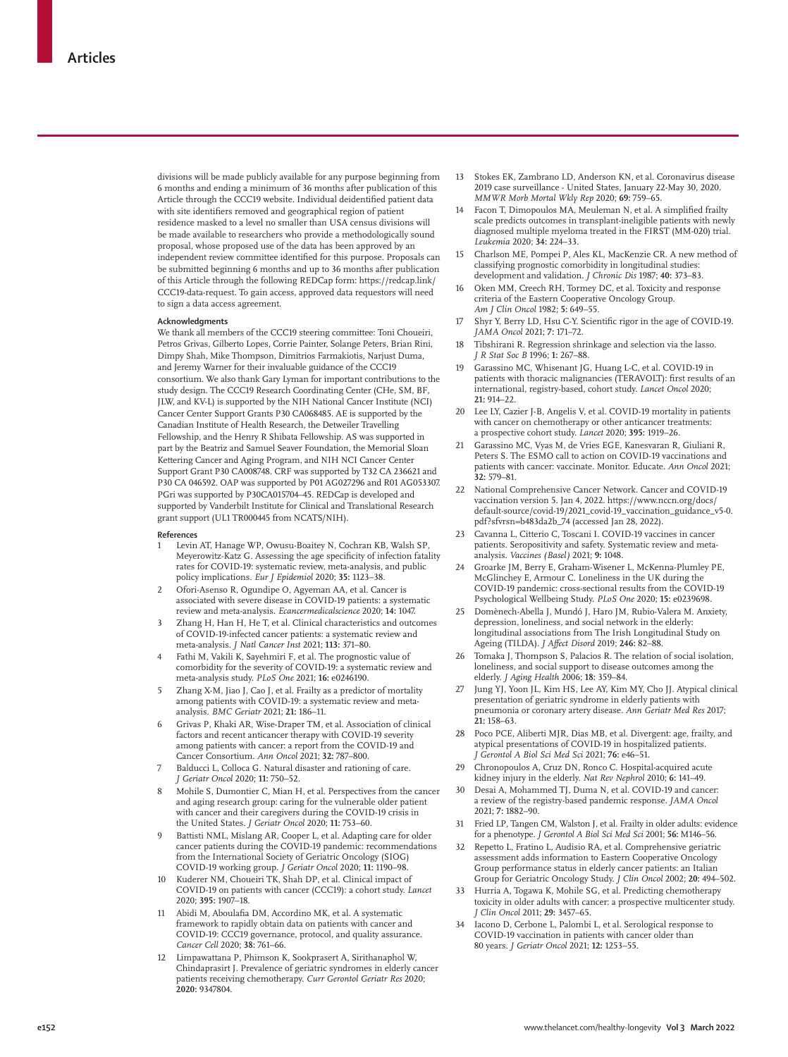divisions will be made publicly available for any purpose beginning from 6 months and ending a minimum of 36 months after publication of this Article through the CCC19 website. Individual deidentified patient data with site identifiers removed and geographical region of patient residence masked to a level no smaller than USA census divisions will be made available to researchers who provide a methodologically sound proposal, whose proposed use of the data has been approved by an independent review committee identified for this purpose. Proposals can be submitted beginning 6 months and up to 36 months after publication of this Article through the following REDCap form: https://redcap.link/CCC19-data-request. To gain access, approved data requestors will need to sign a data access agreement.

### Acknowledgments

We thank all members of the CCC19 steering committee: Toni Choueiri, Petros Grivas, Gilberto Lopes, Corrie Painter, Solange Peters, Brian Rini, Dimpy Shah, Mike Thompson, Dimitrios Farmakiotis, Narjust Duma, and Jeremy Warner for their invaluable guidance of the CCC19 consortium. We also thank Gary Lyman for important contributions to the study design. The CCC19 Research Coordinating Center (CHe, SM, BF, JLW, and KV-L) is supported by the NIH National Cancer Institute (NCI) Cancer Center Support Grants P30 CA068485. AE is supported by the Canadian Institute of Health Research, the Detweiler Travelling Fellowship, and the Henry R Shibata Fellowship. AS was supported in part by the Beatriz and Samuel Seaver Foundation, the Memorial Sloan Kettering Cancer and Aging Program, and NIH NCI Cancer Center Support Grant P30 CA008748. CRF was supported by T32 CA 236621 and P30 CA 046592. OAP was supported by P01 AG027296 and R01 AG053307. PGri was supported by P30CA015704–45. REDCap is developed and supported by Vanderbilt Institute for Clinical and Translational Research grant support (UL1 TR000445 from NCATS/NIH).

### References

1. Levin AT, Hanage WP, Owusu-Boaitey N, Cochran KB, Walsh SP, Meyerowitz-Katz G. Assessing the age specificity of infection fatality rates for COVID-19: systematic review, meta-analysis, and public policy implications. *Eur J Epidemiol* 2020; **35:** 1123–38.
2. Ofori-Asenso R, Ogundipe O, Agyeman AA, et al. Cancer is associated with severe disease in COVID-19 patients: a systematic review and meta-analysis. *Ecancermedicalscience* 2020; **14:** 1047.
3. Zhang H, Han H, He T, et al. Clinical characteristics and outcomes of COVID-19-infected cancer patients: a systematic review and meta-analysis. *J Natl Cancer Inst* 2021; **113:** 371–80.
4. Fathi M, Vakili K, Sayehmiri F, et al. The prognostic value of comorbidity for the severity of COVID-19: a systematic review and meta-analysis study. *PLoS One* 2021; **16:** e0246190.
5. Zhang X-M, Jiao J, Cao J, et al. Frailty as a predictor of mortality among patients with COVID-19: a systematic review and meta-analysis. *BMC Geriatr* 2021; **21:** 186–11.
6. Grivas P, Khaki AR, Wise-Draper TM, et al. Association of clinical factors and recent anticancer therapy with COVID-19 severity among patients with cancer: a report from the COVID-19 and Cancer Consortium. *Ann Oncol* 2021; **32:** 787–800.
7. Balducci L, Colloca G. Natural disaster and rationing of care. *J Geriatr Oncol* 2020; **11:** 750–52.
8. Mohile S, Dumontier C, Mian H, et al. Perspectives from the cancer and aging research group: caring for the vulnerable older patient with cancer and their caregivers during the COVID-19 crisis in the United States. *J Geriatr Oncol* 2020; **11:** 753–60.
9. Battisti NML, Mislang AR, Cooper L, et al. Adapting care for older cancer patients during the COVID-19 pandemic: recommendations from the International Society of Geriatric Oncology (SIOG) COVID-19 working group. *J Geriatr Oncol* 2020; **11:** 1190–98.
10. Kuderer NM, Choueiri TK, Shah DP, et al. Clinical impact of COVID-19 on patients with cancer (CCC19): a cohort study. *Lancet* 2020; **395:** 1907–18.
11. Abidi M, Aboulafia DM, Accordino MK, et al. A systematic framework to rapidly obtain data on patients with cancer and COVID-19: CCC19 governance, protocol, and quality assurance. *Cancer Cell* 2020; **38:** 761–66.
12. Limpawattana P, Phimson K, Sookprasert A, Sirithanaphol W, Chindaprasirt J. Prevalence of geriatric syndromes in elderly cancer patients receiving chemotherapy. *Curr Gerontol Geriatr Res* 2020; **2020:** 9347804.
13. Stokes EK, Zambrano LD, Anderson KN, et al. Coronavirus disease 2019 case surveillance - United States, January 22-May 30, 2020. *MMWR Morb Mortal Wkly Rep* 2020; **69:** 759–65.
14. Facon T, Dimopoulos MA, Meuleman N, et al. A simplified frailty scale predicts outcomes in transplant-ineligible patients with newly diagnosed multiple myeloma treated in the FIRST (MM-020) trial. *Leukemia* 2020; **34:** 224–33.
15. Charlson ME, Pompei P, Ales KL, MacKenzie CR. A new method of classifying prognostic comorbidity in longitudinal studies: development and validation. *J Chronic Dis* 1987; **40:** 373–83.
16. Oken MM, Creech RH, Tormey DC, et al. Toxicity and response criteria of the Eastern Cooperative Oncology Group. *Am J Clin Oncol* 1982; **5:** 649–55.
17. Shyr Y, Berry LD, Hsu C-Y. Scientific rigor in the age of COVID-19. *JAMA Oncol* 2021; **7:** 171–72.
18. Tibshirani R. Regression shrinkage and selection via the lasso. *J R Stat Soc B* 1996; **1:** 267–88.
19. Garassino MC, Whisenant JG, Huang L-C, et al. COVID-19 in patients with thoracic malignancies (TERAVOLT): first results of an international, registry-based, cohort study. *Lancet Oncol* 2020; **21:** 914–22.
20. Lee LY, Cazier J-B, Angelis V, et al. COVID-19 mortality in patients with cancer on chemotherapy or other anticancer treatments: a prospective cohort study. *Lancet* 2020; **395:** 1919–26.
21. Garassino MC, Vyas M, de Vries EGE, Kanesvaran R, Giuliani R, Peters S. The ESMO call to action on COVID-19 vaccinations and patients with cancer: vaccinate. Monitor. Educate. *Ann Oncol* 2021; **32:** 579–81.
22. National Comprehensive Cancer Network. Cancer and COVID-19 vaccination version 5. Jan 4, 2022. https://www.nccn.org/docs/default-source/covid-19/2021_covid-19_vaccination_guidance_v5-0.pdf?sfvrsn=b483da2b_74 (accessed Jan 28, 2022).
23. Cavanna L, Citterio C, Toscani I. COVID-19 vaccines in cancer patients. Seropositivity and safety. Systematic review and meta-analysis. *Vaccines (Basel)* 2021; **9:** 1048.
24. Groarke JM, Berry E, Graham-Wisener L, McKenna-Plumley PE, McGlinchey E, Armour C. Loneliness in the UK during the COVID-19 pandemic: cross-sectional results from the COVID-19 Psychological Wellbeing Study. *PLoS One* 2020; **15:** e0239698.
25. Domènech-Abella J, Mundó J, Haro JM, Rubio-Valera M. Anxiety, depression, loneliness, and social network in the elderly: longitudinal associations from The Irish Longitudinal Study on Ageing (TILDA). *J Affect Disord* 2019; **246:** 82–88.
26. Tomaka J, Thompson S, Palacios R. The relation of social isolation, loneliness, and social support to disease outcomes among the elderly. *J Aging Health* 2006; **18:** 359–84.
27. Jung YJ, Yoon JL, Kim HS, Lee AY, Kim MY, Cho JJ. Atypical clinical presentation of geriatric syndrome in elderly patients with pneumonia or coronary artery disease. *Ann Geriatr Med Res* 2017; **21:** 158–63.
28. Poco PCE, Aliberti MJR, Dias MB, et al. Divergent: age, frailty, and atypical presentations of COVID-19 in hospitalized patients. *J Gerontol A Biol Sci Med Sci* 2021; **76:** e46–51.
29. Chronopoulos A, Cruz DN, Ronco C. Hospital-acquired acute kidney injury in the elderly. *Nat Rev Nephrol* 2010; **6:** 141–49.
30. Desai A, Mohammed TJ, Duma N, et al. COVID-19 and cancer: a review of the registry-based pandemic response. *JAMA Oncol* 2021; **7:** 1882–90.
31. Fried LP, Tangen CM, Walston J, et al. Frailty in older adults: evidence for a phenotype. *J Gerontol A Biol Sci Med Sci* 2001; **56:** M146–56.
32. Repetto L, Fratino L, Audisio RA, et al. Comprehensive geriatric assessment adds information to Eastern Cooperative Oncology Group performance status in elderly cancer patients: an Italian Group for Geriatric Oncology Study. *J Clin Oncol* 2002; **20:** 494–502.
33. Hurria A, Togawa K, Mohile SG, et al. Predicting chemotherapy toxicity in older adults with cancer: a prospective multicenter study. *J Clin Oncol* 2011; **29:** 3457–65.
34. Iacono D, Cerbone L, Palombi L, et al. Serological response to COVID-19 vaccination in patients with cancer older than 80 years. *J Geriatr Oncol* 2021; **12:** 1253–55.